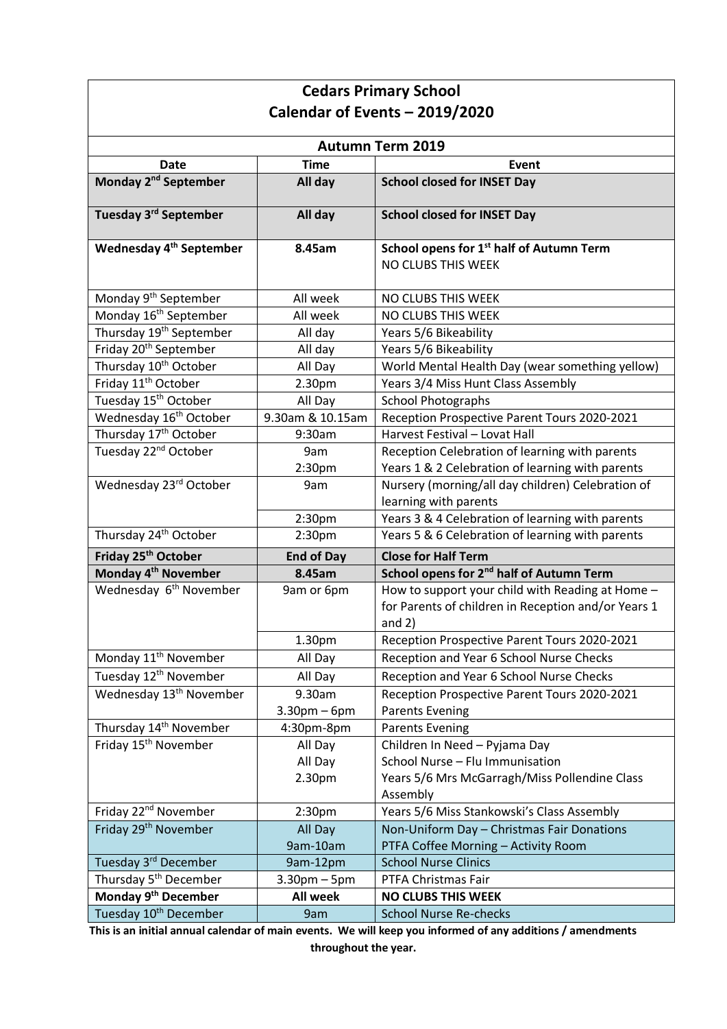# Cedars Primary School
## Calendar of Events – 2019/2020

### Autumn Term 2019

| Date | Time | Event |
|---|---|---|
| **Monday 2nd September** | **All day** | **School closed for INSET Day** |
| **Tuesday 3rd September** | **All day** | **School closed for INSET Day** |
| **Wednesday 4th September** | **8.45am** | **School opens for 1st half of Autumn Term**<br>NO CLUBS THIS WEEK |
| Monday 9th September | All week | NO CLUBS THIS WEEK |
| Monday 16th September | All week | NO CLUBS THIS WEEK |
| Thursday 19th September | All day | Years 5/6 Bikeability |
| Friday 20th September | All day | Years 5/6 Bikeability |
| Thursday 10th October | All Day | World Mental Health Day (wear something yellow) |
| Friday 11th October | 2.30pm | Years 3/4 Miss Hunt Class Assembly |
| Tuesday 15th October | All Day | School Photographs |
| Wednesday 16th October | 9.30am & 10.15am | Reception Prospective Parent Tours 2020-2021 |
| Thursday 17th October | 9:30am | Harvest Festival – Lovat Hall |
| Tuesday 22nd October | 9am<br>2:30pm | Reception Celebration of learning with parents<br>Years 1 & 2 Celebration of learning with parents |
| Wednesday 23rd October | 9am | Nursery (morning/all day children) Celebration of learning with parents |
| | 2:30pm | Years 3 & 4 Celebration of learning with parents |
| Thursday 24th October | 2:30pm | Years 5 & 6 Celebration of learning with parents |
| **Friday 25th October** | **End of Day** | **Close for Half Term** |
| **Monday 4th November** | **8.45am** | **School opens for 2nd half of Autumn Term** |
| Wednesday 6th November | 9am or 6pm | How to support your child with Reading at Home – for Parents of children in Reception and/or Years 1 and 2) |
| | 1.30pm | Reception Prospective Parent Tours 2020-2021 |
| Monday 11th November | All Day | Reception and Year 6 School Nurse Checks |
| Tuesday 12th November | All Day | Reception and Year 6 School Nurse Checks |
| Wednesday 13th November | 9.30am<br>3.30pm – 6pm | Reception Prospective Parent Tours 2020-2021<br>Parents Evening |
| Thursday 14th November | 4:30pm-8pm | Parents Evening |
| Friday 15th November | All Day<br>All Day<br>2.30pm | Children In Need – Pyjama Day<br>School Nurse – Flu Immunisation<br>Years 5/6 Mrs McGarragh/Miss Pollendine Class Assembly |
| Friday 22nd November | 2:30pm | Years 5/6 Miss Stankowski's Class Assembly |
| Friday 29th November | All Day<br>9am-10am | Non-Uniform Day – Christmas Fair Donations<br>PTFA Coffee Morning – Activity Room |
| Tuesday 3rd December | 9am-12pm | School Nurse Clinics |
| Thursday 5th December | 3.30pm – 5pm | PTFA Christmas Fair |
| **Monday 9th December** | **All week** | **NO CLUBS THIS WEEK** |
| Tuesday 10th December | 9am | School Nurse Re-checks |

**This is an initial annual calendar of main events. We will keep you informed of any additions / amendments throughout the year.**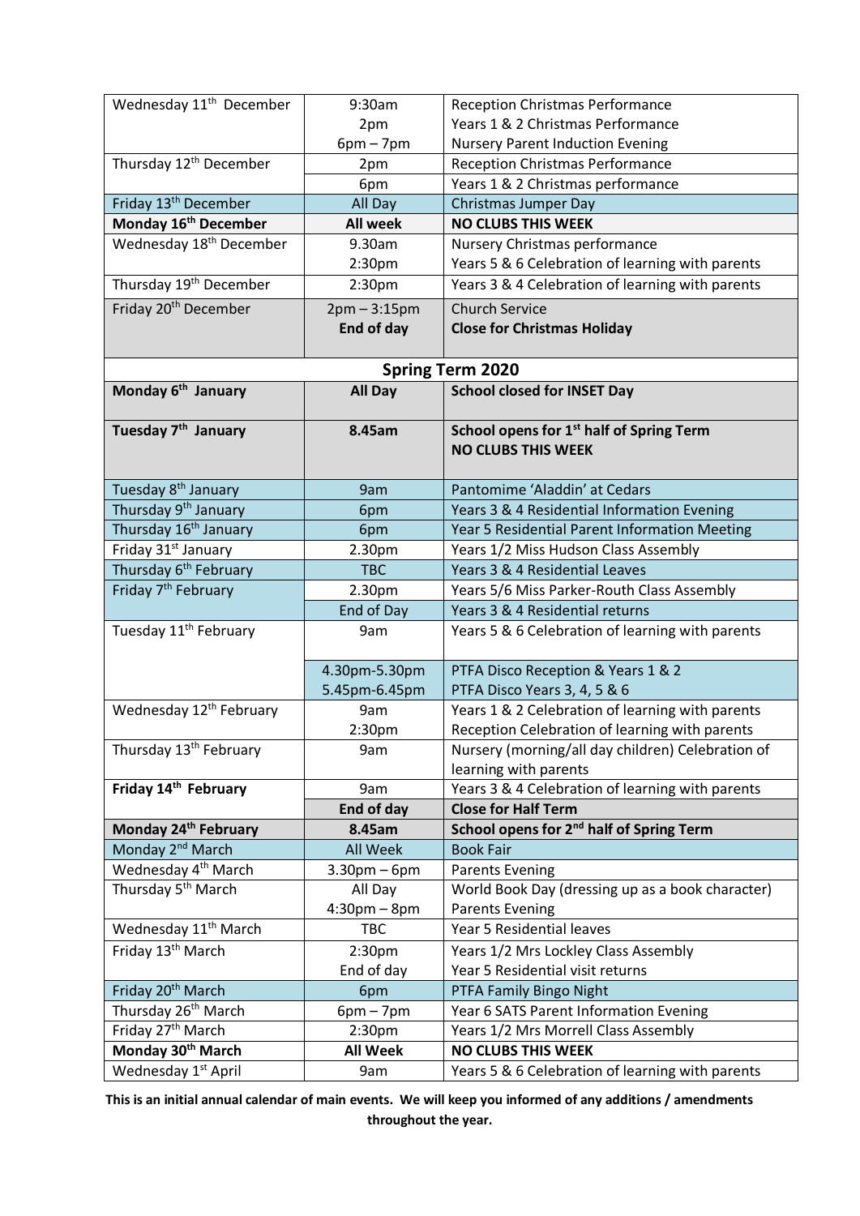| | | |
|---|---|---|
| Wednesday 11th December | 9:30am<br>2pm<br>6pm – 7pm | Reception Christmas Performance<br>Years 1 & 2 Christmas Performance<br>Nursery Parent Induction Evening |
| Thursday 12th December | 2pm | Reception Christmas Performance |
| | 6pm | Years 1 & 2 Christmas performance |
| Friday 13th December | All Day | Christmas Jumper Day |
| **Monday 16th December** | **All week** | **NO CLUBS THIS WEEK** |
| Wednesday 18th December | 9.30am<br>2:30pm | Nursery Christmas performance<br>Years 5 & 6 Celebration of learning with parents |
| Thursday 19th December | 2:30pm | Years 3 & 4 Celebration of learning with parents |
| Friday 20th December | 2pm – 3:15pm<br>**End of day** | Church Service<br>**Close for Christmas Holiday** |
| **Spring Term 2020** | | |
| **Monday 6th January** | **All Day** | **School closed for INSET Day** |
| **Tuesday 7th January** | **8.45am** | **School opens for 1st half of Spring Term**<br>**NO CLUBS THIS WEEK** |
| Tuesday 8th January | 9am | Pantomime 'Aladdin' at Cedars |
| Thursday 9th January | 6pm | Years 3 & 4 Residential Information Evening |
| Thursday 16th January | 6pm | Year 5 Residential Parent Information Meeting |
| Friday 31st January | 2.30pm | Years 1/2 Miss Hudson Class Assembly |
| Thursday 6th February | TBC | Years 3 & 4 Residential Leaves |
| Friday 7th February | 2.30pm | Years 5/6 Miss Parker-Routh Class Assembly |
| | End of Day | Years 3 & 4 Residential returns |
| Tuesday 11th February | 9am | Years 5 & 6 Celebration of learning with parents |
| | 4.30pm-5.30pm<br>5.45pm-6.45pm | PTFA Disco Reception & Years 1 & 2<br>PTFA Disco Years 3, 4, 5 & 6 |
| Wednesday 12th February | 9am<br>2:30pm | Years 1 & 2 Celebration of learning with parents<br>Reception Celebration of learning with parents |
| Thursday 13th February | 9am | Nursery (morning/all day children) Celebration of learning with parents |
| **Friday 14th February** | 9am | Years 3 & 4 Celebration of learning with parents |
| | **End of day** | **Close for Half Term** |
| **Monday 24th February** | **8.45am** | **School opens for 2nd half of Spring Term** |
| Monday 2nd March | All Week | Book Fair |
| Wednesday 4th March | 3.30pm – 6pm | Parents Evening |
| Thursday 5th March | All Day<br>4:30pm – 8pm | World Book Day (dressing up as a book character)<br>Parents Evening |
| Wednesday 11th March | TBC | Year 5 Residential leaves |
| Friday 13th March | 2:30pm<br>End of day | Years 1/2 Mrs Lockley Class Assembly<br>Year 5 Residential visit returns |
| Friday 20th March | 6pm | PTFA Family Bingo Night |
| Thursday 26th March | 6pm – 7pm | Year 6 SATS Parent Information Evening |
| Friday 27th March | 2:30pm | Years 1/2 Mrs Morrell Class Assembly |
| **Monday 30th March** | **All Week** | **NO CLUBS THIS WEEK** |
| Wednesday 1st April | 9am | Years 5 & 6 Celebration of learning with parents |

**This is an initial annual calendar of main events. We will keep you informed of any additions / amendments throughout the year.**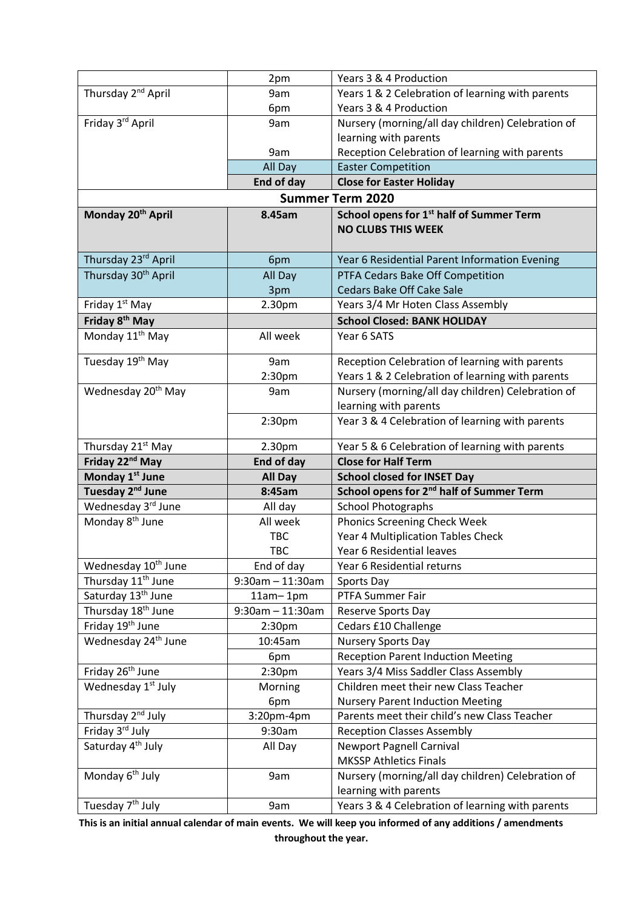| | | |
|---|---|---|
| | 2pm | Years 3 & 4 Production |
| Thursday 2nd April | 9am<br>6pm | Years 1 & 2 Celebration of learning with parents<br>Years 3 & 4 Production |
| Friday 3rd April | 9am<br><br>9am | Nursery (morning/all day children) Celebration of learning with parents<br>Reception Celebration of learning with parents |
| | All Day | Easter Competition |
| | **End of day** | **Close for Easter Holiday** |
| | **Summer Term 2020** | |
| **Monday 20th April** | **8.45am** | **School opens for 1st half of Summer Term**<br>**NO CLUBS THIS WEEK** |
| Thursday 23rd April | 6pm | Year 6 Residential Parent Information Evening |
| Thursday 30th April | All Day<br>3pm | PTFA Cedars Bake Off Competition<br>Cedars Bake Off Cake Sale |
| Friday 1st May | 2.30pm | Years 3/4 Mr Hoten Class Assembly |
| **Friday 8th May** | | **School Closed: BANK HOLIDAY** |
| Monday 11th May | All week | Year 6 SATS |
| Tuesday 19th May | 9am<br>2:30pm | Reception Celebration of learning with parents<br>Years 1 & 2 Celebration of learning with parents |
| Wednesday 20th May | 9am | Nursery (morning/all day children) Celebration of learning with parents |
| | 2:30pm | Year 3 & 4 Celebration of learning with parents |
| Thursday 21st May | 2.30pm | Year 5 & 6 Celebration of learning with parents |
| **Friday 22nd May** | **End of day** | **Close for Half Term** |
| **Monday 1st June** | **All Day** | **School closed for INSET Day** |
| **Tuesday 2nd June** | **8:45am** | **School opens for 2nd half of Summer Term** |
| Wednesday 3rd June | All day | School Photographs |
| Monday 8th June | All week<br>TBC<br>TBC | Phonics Screening Check Week<br>Year 4 Multiplication Tables Check<br>Year 6 Residential leaves |
| Wednesday 10th June | End of day | Year 6 Residential returns |
| Thursday 11th June | 9:30am – 11:30am | Sports Day |
| Saturday 13th June | 11am– 1pm | PTFA Summer Fair |
| Thursday 18th June | 9:30am – 11:30am | Reserve Sports Day |
| Friday 19th June | 2:30pm | Cedars £10 Challenge |
| Wednesday 24th June | 10:45am | Nursery Sports Day |
| | 6pm | Reception Parent Induction Meeting |
| Friday 26th June | 2:30pm | Years 3/4 Miss Saddler Class Assembly |
| Wednesday 1st July | Morning<br>6pm | Children meet their new Class Teacher<br>Nursery Parent Induction Meeting |
| Thursday 2nd July | 3:20pm-4pm | Parents meet their child's new Class Teacher |
| Friday 3rd July | 9:30am | Reception Classes Assembly |
| Saturday 4th July | All Day | Newport Pagnell Carnival<br>MKSSP Athletics Finals |
| Monday 6th July | 9am | Nursery (morning/all day children) Celebration of learning with parents |
| Tuesday 7th July | 9am | Years 3 & 4 Celebration of learning with parents |

**This is an initial annual calendar of main events. We will keep you informed of any additions / amendments throughout the year.**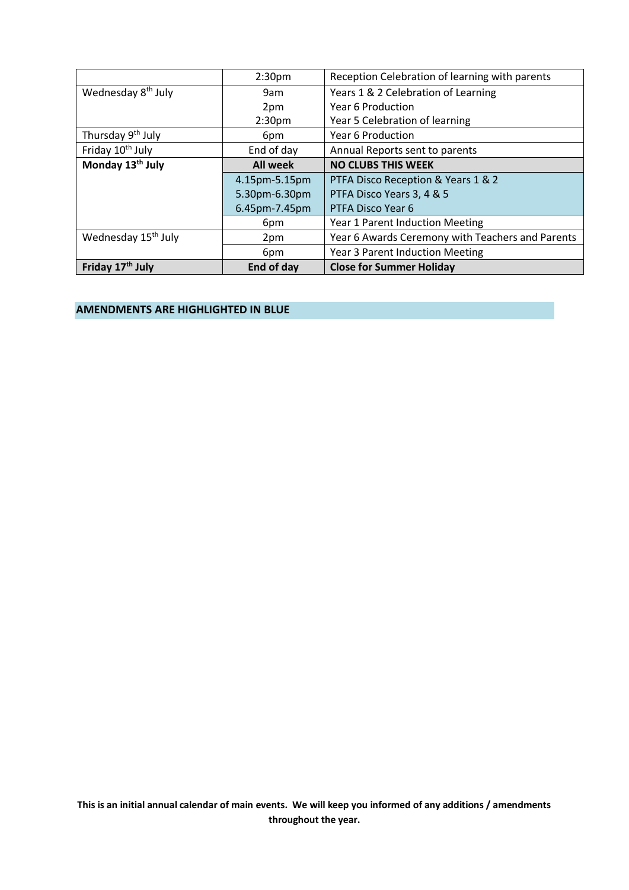| | | |
|---|---|---|
| | 2:30pm | Reception Celebration of learning with parents |
| Wednesday 8th July | 9am<br>2pm<br>2:30pm | Years 1 & 2 Celebration of Learning<br>Year 6 Production<br>Year 5 Celebration of learning |
| Thursday 9th July | 6pm | Year 6 Production |
| Friday 10th July | End of day | Annual Reports sent to parents |
| **Monday 13th July** | **All week** | **NO CLUBS THIS WEEK** |
| | 4.15pm-5.15pm<br>5.30pm-6.30pm<br>6.45pm-7.45pm | PTFA Disco Reception & Years 1 & 2<br>PTFA Disco Years 3, 4 & 5<br>PTFA Disco Year 6 |
| | 6pm | Year 1 Parent Induction Meeting |
| Wednesday 15th July | 2pm | Year 6 Awards Ceremony with Teachers and Parents |
| | 6pm | Year 3 Parent Induction Meeting |
| **Friday 17th July** | **End of day** | **Close for Summer Holiday** |

**AMENDMENTS ARE HIGHLIGHTED IN BLUE**

**This is an initial annual calendar of main events. We will keep you informed of any additions / amendments throughout the year.**